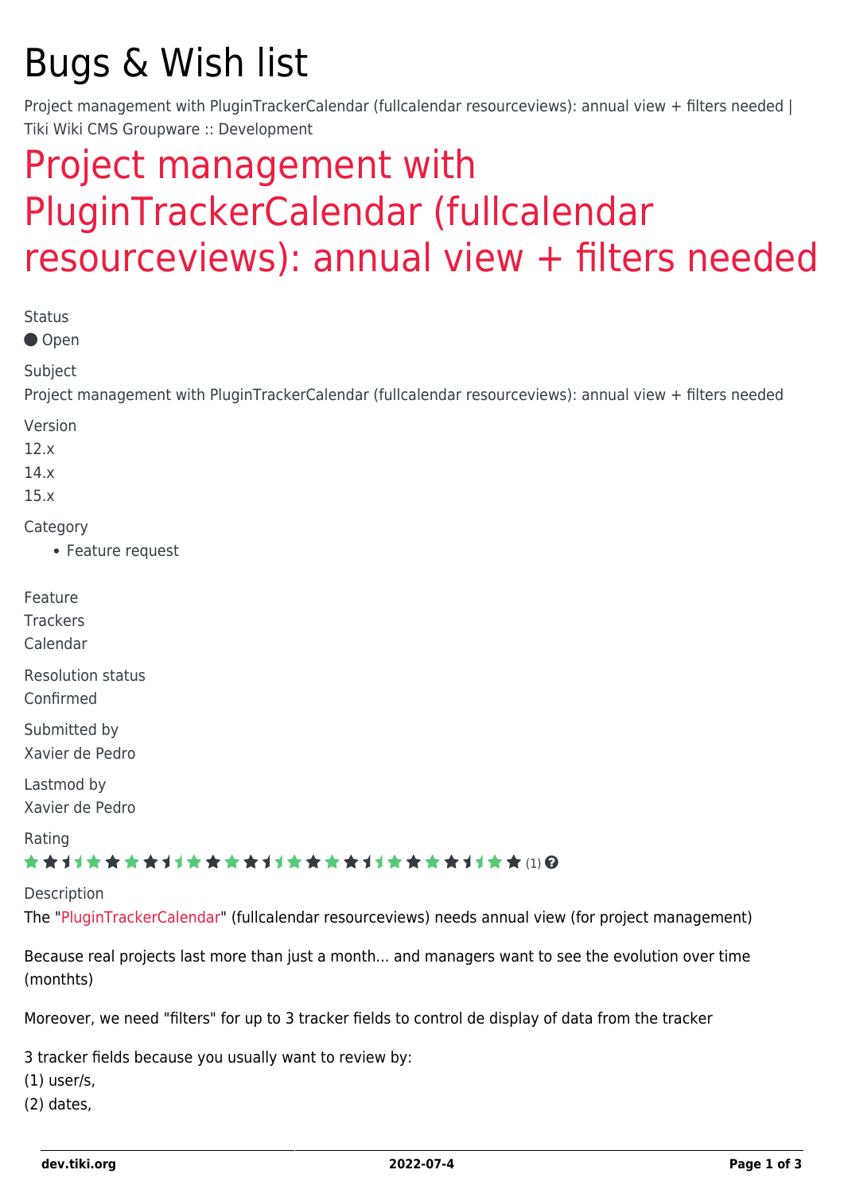# Bugs & Wish list

Project management with PluginTrackerCalendar (fullcalendar resourceviews): annual view + filters needed | Tiki Wiki CMS Groupware :: Development

## Project management with PluginTrackerCalendar (fullcalendar resourceviews): annual view + filters needed

Status

● Open

Subject

Project management with PluginTrackerCalendar (fullcalendar resourceviews): annual view + filters needed

Version

12.x

14.x

15.x

Category

- Feature request

Feature

Trackers

Calendar

Resolution status

Confirmed

Submitted by

Xavier de Pedro

Lastmod by

Xavier de Pedro

Rating

(1)

Description

The "PluginTrackerCalendar" (fullcalendar resourceviews) needs annual view (for project management)

Because real projects last more than just a month... and managers want to see the evolution over time (monthts)

Moreover, we need "filters" for up to 3 tracker fields to control de display of data from the tracker

3 tracker fields because you usually want to review by:
(1) user/s,
(2) dates,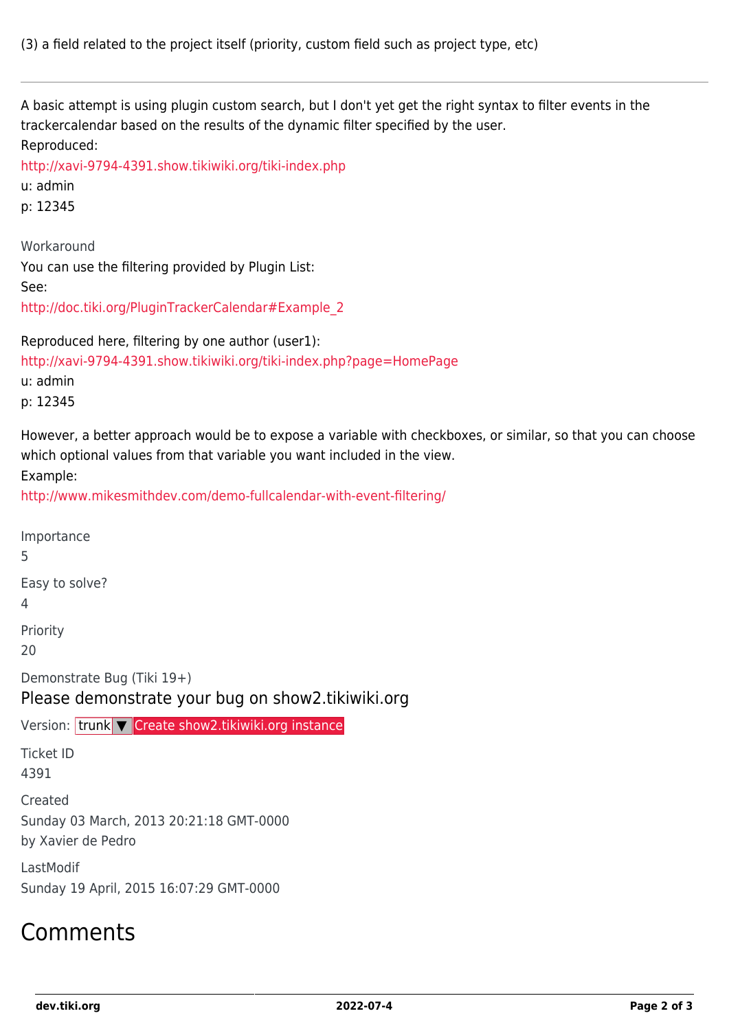(3) a field related to the project itself (priority, custom field such as project type, etc)

---

A basic attempt is using plugin custom search, but I don't yet get the right syntax to filter events in the trackercalendar based on the results of the dynamic filter specified by the user.
Reproduced:
http://xavi-9794-4391.show.tikiwiki.org/tiki-index.php
u: admin
p: 12345

Workaround
You can use the filtering provided by Plugin List:
See:
http://doc.tiki.org/PluginTrackerCalendar#Example_2

Reproduced here, filtering by one author (user1):
http://xavi-9794-4391.show.tikiwiki.org/tiki-index.php?page=HomePage
u: admin
p: 12345

However, a better approach would be to expose a variable with checkboxes, or similar, so that you can choose which optional values from that variable you want included in the view.
Example:
http://www.mikesmithdev.com/demo-fullcalendar-with-event-filtering/

Importance
5

Easy to solve?
4

Priority
20

Demonstrate Bug (Tiki 19+)

## Please demonstrate your bug on show2.tikiwiki.org

Version: trunk ▼ Create show2.tikiwiki.org instance

Ticket ID
4391

Created
Sunday 03 March, 2013 20:21:18 GMT-0000
by Xavier de Pedro

LastModif
Sunday 19 April, 2015 16:07:29 GMT-0000

# Comments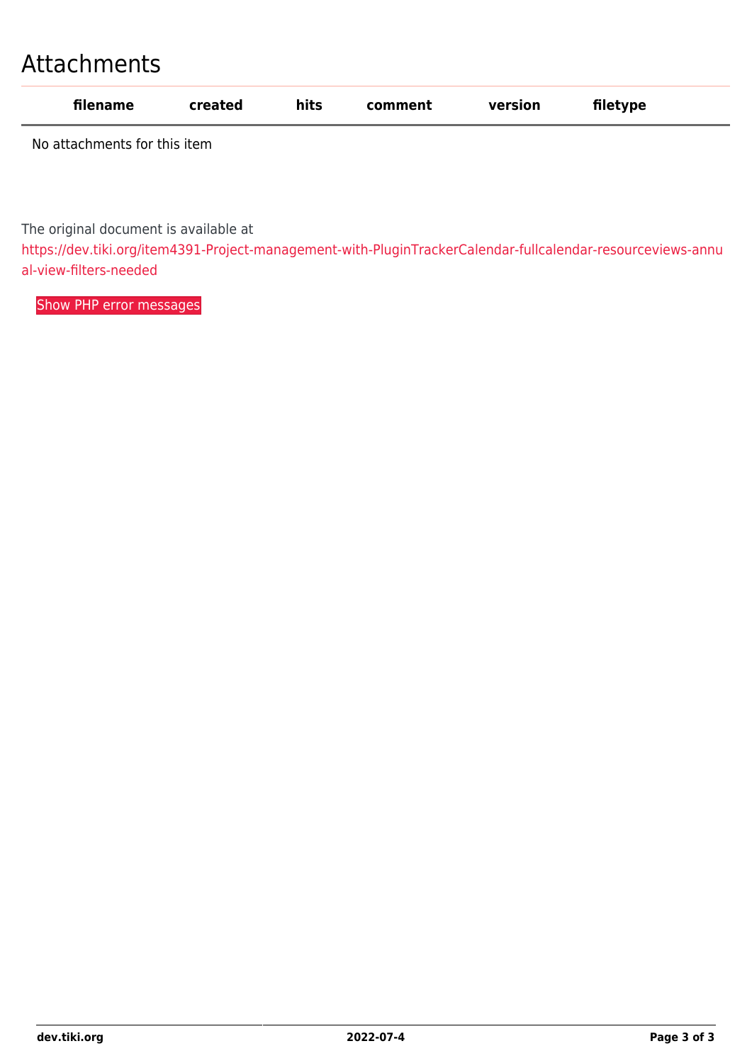# Attachments

| filename | created | hits | comment | version | filetype |
| --- | --- | --- | --- | --- | --- |

No attachments for this item

The original document is available at https://dev.tiki.org/item4391-Project-management-with-PluginTrackerCalendar-fullcalendar-resourceviews-annual-view-filters-needed

Show PHP error messages